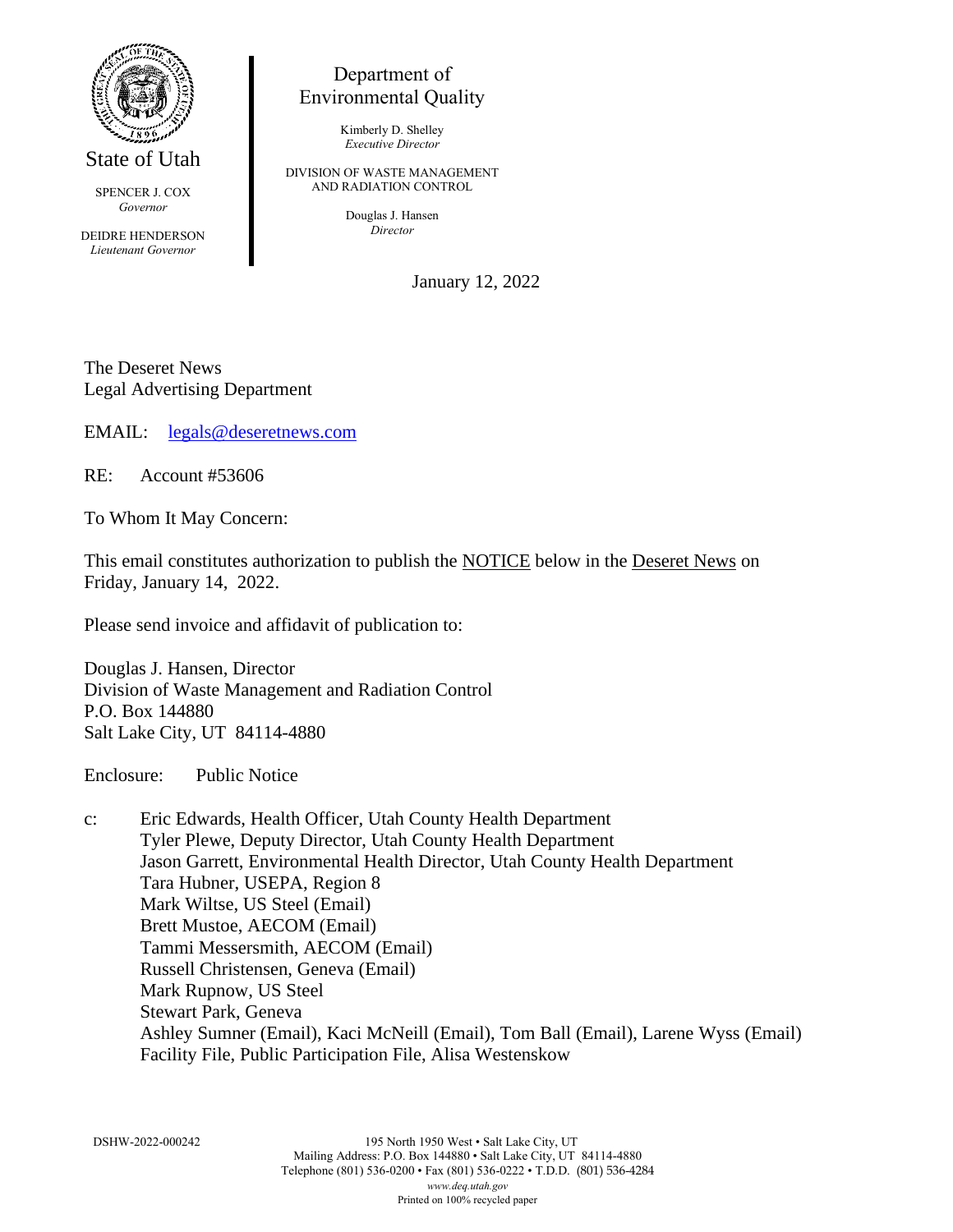State of Utah

SPENCER J. COX
*Governor*

DEIDRE HENDERSON
*Lieutenant Governor*

Department of
Environmental Quality

Kimberly D. Shelley
*Executive Director*

DIVISION OF WASTE MANAGEMENT
AND RADIATION CONTROL

Douglas J. Hansen
*Director*

January 12, 2022

The Deseret News
Legal Advertising Department

EMAIL: legals@deseretnews.com

RE: Account #53606

To Whom It May Concern:

This email constitutes authorization to publish the NOTICE below in the Deseret News on Friday, January 14, 2022.

Please send invoice and affidavit of publication to:

Douglas J. Hansen, Director
Division of Waste Management and Radiation Control
P.O. Box 144880
Salt Lake City, UT 84114-4880

Enclosure: Public Notice

c: Eric Edwards, Health Officer, Utah County Health Department
Tyler Plewe, Deputy Director, Utah County Health Department
Jason Garrett, Environmental Health Director, Utah County Health Department
Tara Hubner, USEPA, Region 8
Mark Wiltse, US Steel (Email)
Brett Mustoe, AECOM (Email)
Tammi Messersmith, AECOM (Email)
Russell Christensen, Geneva (Email)
Mark Rupnow, US Steel
Stewart Park, Geneva
Ashley Sumner (Email), Kaci McNeill (Email), Tom Ball (Email), Larene Wyss (Email)
Facility File, Public Participation File, Alisa Westenskow

DSHW-2022-000242

195 North 1950 West • Salt Lake City, UT
Mailing Address: P.O. Box 144880 • Salt Lake City, UT 84114-4880
Telephone (801) 536-0200 • Fax (801) 536-0222 • T.D.D. (801) 536-4284
*www.deq.utah.gov*
Printed on 100% recycled paper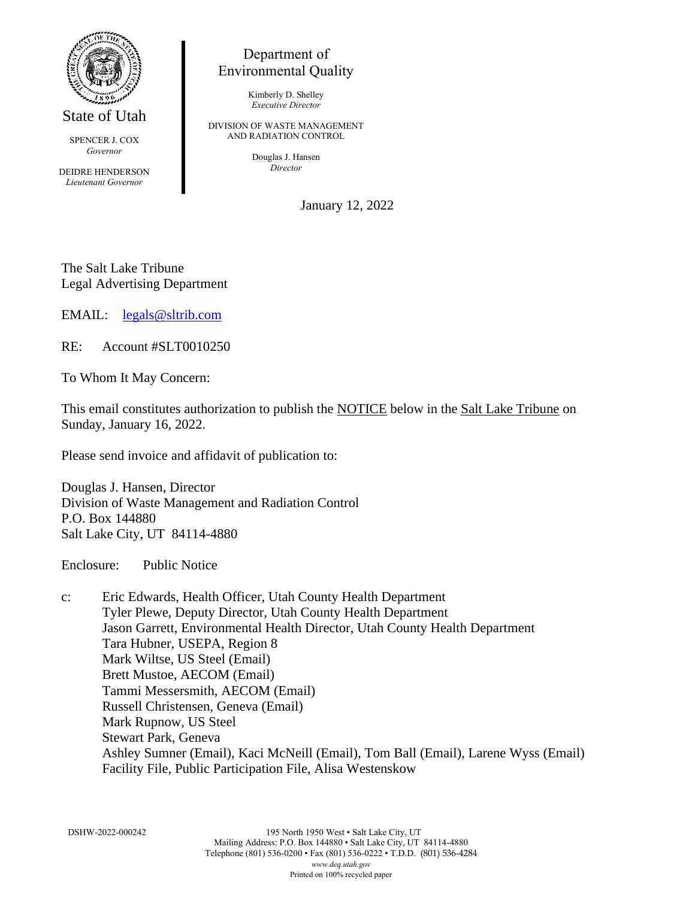State of Utah

SPENCER J. COX
*Governor*

DEIDRE HENDERSON
*Lieutenant Governor*

Department of Environmental Quality

Kimberly D. Shelley
*Executive Director*

DIVISION OF WASTE MANAGEMENT AND RADIATION CONTROL

Douglas J. Hansen
*Director*

January 12, 2022

The Salt Lake Tribune
Legal Advertising Department

EMAIL: legals@sltrib.com

RE: Account #SLT0010250

To Whom It May Concern:

This email constitutes authorization to publish the NOTICE below in the Salt Lake Tribune on Sunday, January 16, 2022.

Please send invoice and affidavit of publication to:

Douglas J. Hansen, Director
Division of Waste Management and Radiation Control
P.O. Box 144880
Salt Lake City, UT 84114-4880

Enclosure: Public Notice

c: Eric Edwards, Health Officer, Utah County Health Department
Tyler Plewe, Deputy Director, Utah County Health Department
Jason Garrett, Environmental Health Director, Utah County Health Department
Tara Hubner, USEPA, Region 8
Mark Wiltse, US Steel (Email)
Brett Mustoe, AECOM (Email)
Tammi Messersmith, AECOM (Email)
Russell Christensen, Geneva (Email)
Mark Rupnow, US Steel
Stewart Park, Geneva
Ashley Sumner (Email), Kaci McNeill (Email), Tom Ball (Email), Larene Wyss (Email)
Facility File, Public Participation File, Alisa Westenskow

DSHW-2022-000242

195 North 1950 West • Salt Lake City, UT
Mailing Address: P.O. Box 144880 • Salt Lake City, UT 84114-4880
Telephone (801) 536-0200 • Fax (801) 536-0222 • T.D.D. (801) 536-4284
*www.deq.utah.gov*
Printed on 100% recycled paper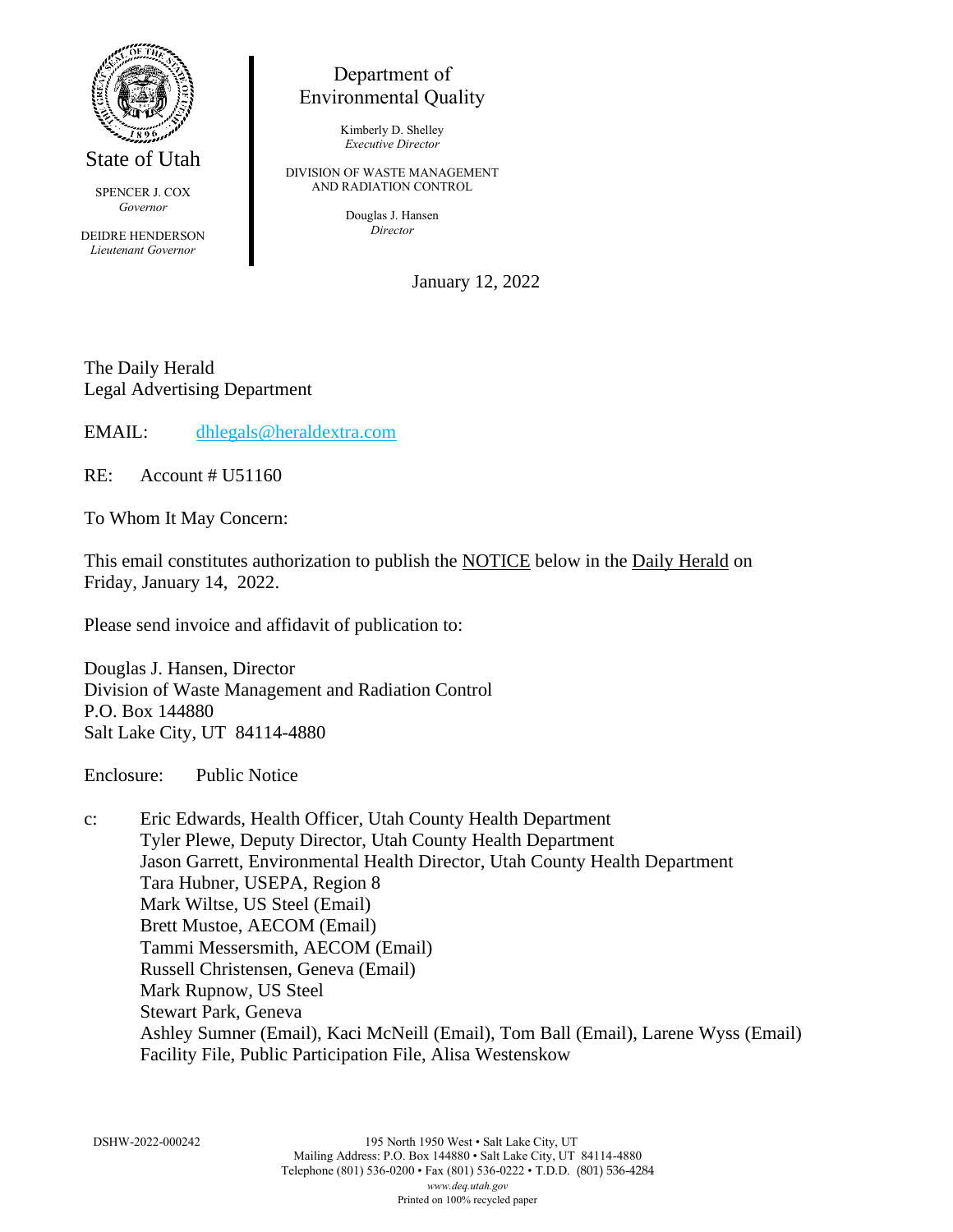State of Utah

SPENCER J. COX
*Governor*

DEIDRE HENDERSON
*Lieutenant Governor*

Department of Environmental Quality

Kimberly D. Shelley
*Executive Director*

DIVISION OF WASTE MANAGEMENT AND RADIATION CONTROL

Douglas J. Hansen
*Director*

January 12, 2022

The Daily Herald
Legal Advertising Department

EMAIL: dhlegals@heraldextra.com

RE: Account # U51160

To Whom It May Concern:

This email constitutes authorization to publish the NOTICE below in the Daily Herald on Friday, January 14, 2022.

Please send invoice and affidavit of publication to:

Douglas J. Hansen, Director
Division of Waste Management and Radiation Control
P.O. Box 144880
Salt Lake City, UT 84114-4880

Enclosure: Public Notice

c: Eric Edwards, Health Officer, Utah County Health Department
Tyler Plewe, Deputy Director, Utah County Health Department
Jason Garrett, Environmental Health Director, Utah County Health Department
Tara Hubner, USEPA, Region 8
Mark Wiltse, US Steel (Email)
Brett Mustoe, AECOM (Email)
Tammi Messersmith, AECOM (Email)
Russell Christensen, Geneva (Email)
Mark Rupnow, US Steel
Stewart Park, Geneva
Ashley Sumner (Email), Kaci McNeill (Email), Tom Ball (Email), Larene Wyss (Email)
Facility File, Public Participation File, Alisa Westenskow

DSHW-2022-000242

195 North 1950 West • Salt Lake City, UT
Mailing Address: P.O. Box 144880 • Salt Lake City, UT 84114-4880
Telephone (801) 536-0200 • Fax (801) 536-0222 • T.D.D. (801) 536-4284
*www.deq.utah.gov*
Printed on 100% recycled paper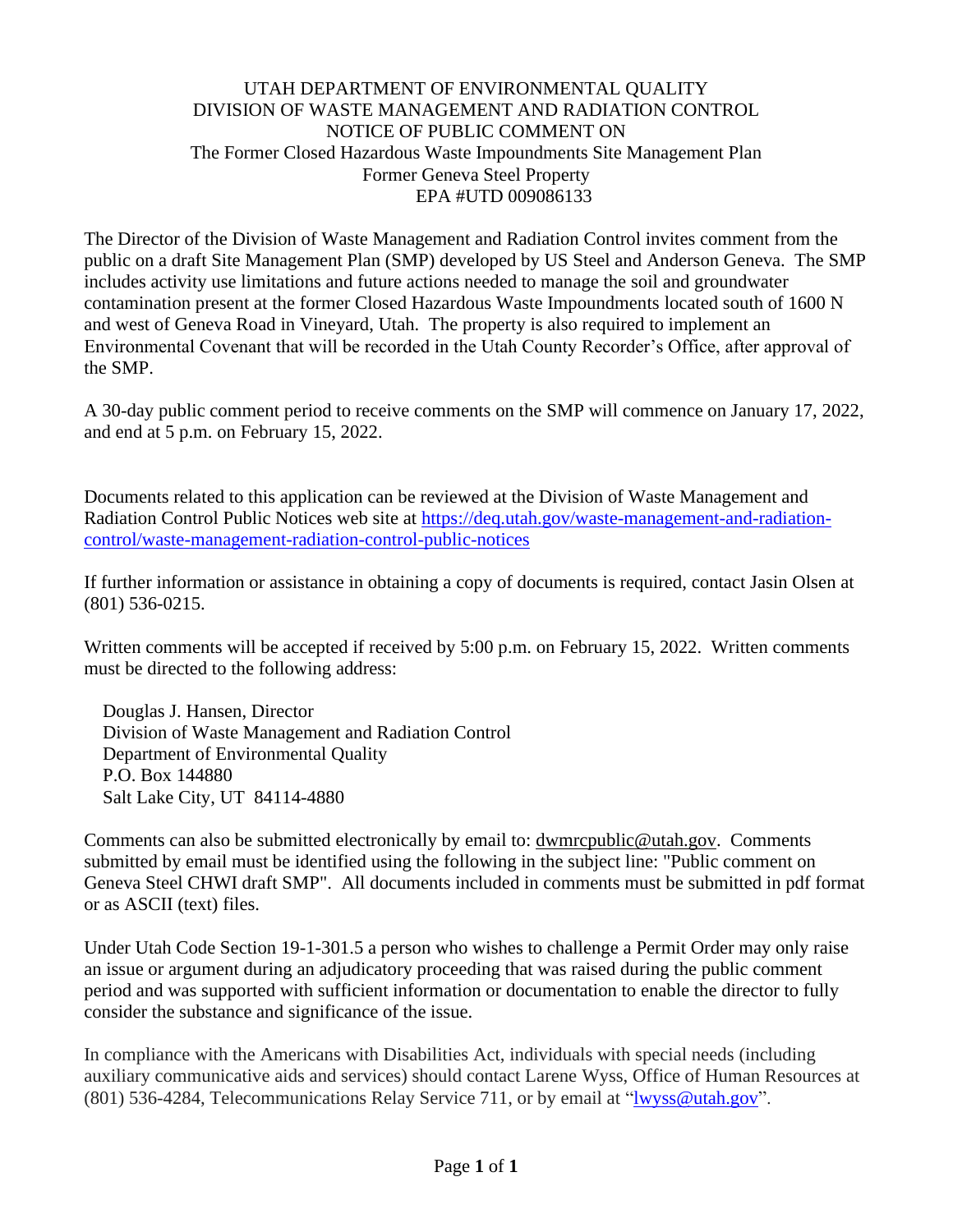# UTAH DEPARTMENT OF ENVIRONMENTAL QUALITY
## DIVISION OF WASTE MANAGEMENT AND RADIATION CONTROL
## NOTICE OF PUBLIC COMMENT ON
## The Former Closed Hazardous Waste Impoundments Site Management Plan
## Former Geneva Steel Property
## EPA #UTD 009086133

The Director of the Division of Waste Management and Radiation Control invites comment from the public on a draft Site Management Plan (SMP) developed by US Steel and Anderson Geneva. The SMP includes activity use limitations and future actions needed to manage the soil and groundwater contamination present at the former Closed Hazardous Waste Impoundments located south of 1600 N and west of Geneva Road in Vineyard, Utah. The property is also required to implement an Environmental Covenant that will be recorded in the Utah County Recorder's Office, after approval of the SMP.

A 30-day public comment period to receive comments on the SMP will commence on January 17, 2022, and end at 5 p.m. on February 15, 2022.

Documents related to this application can be reviewed at the Division of Waste Management and Radiation Control Public Notices web site at https://deq.utah.gov/waste-management-and-radiation-control/waste-management-radiation-control-public-notices

If further information or assistance in obtaining a copy of documents is required, contact Jasin Olsen at (801) 536-0215.

Written comments will be accepted if received by 5:00 p.m. on February 15, 2022. Written comments must be directed to the following address:

Douglas J. Hansen, Director
Division of Waste Management and Radiation Control
Department of Environmental Quality
P.O. Box 144880
Salt Lake City, UT 84114-4880

Comments can also be submitted electronically by email to: dwmrcpublic@utah.gov. Comments submitted by email must be identified using the following in the subject line: "Public comment on Geneva Steel CHWI draft SMP". All documents included in comments must be submitted in pdf format or as ASCII (text) files.

Under Utah Code Section 19-1-301.5 a person who wishes to challenge a Permit Order may only raise an issue or argument during an adjudicatory proceeding that was raised during the public comment period and was supported with sufficient information or documentation to enable the director to fully consider the substance and significance of the issue.

In compliance with the Americans with Disabilities Act, individuals with special needs (including auxiliary communicative aids and services) should contact Larene Wyss, Office of Human Resources at (801) 536-4284, Telecommunications Relay Service 711, or by email at "lwyss@utah.gov".